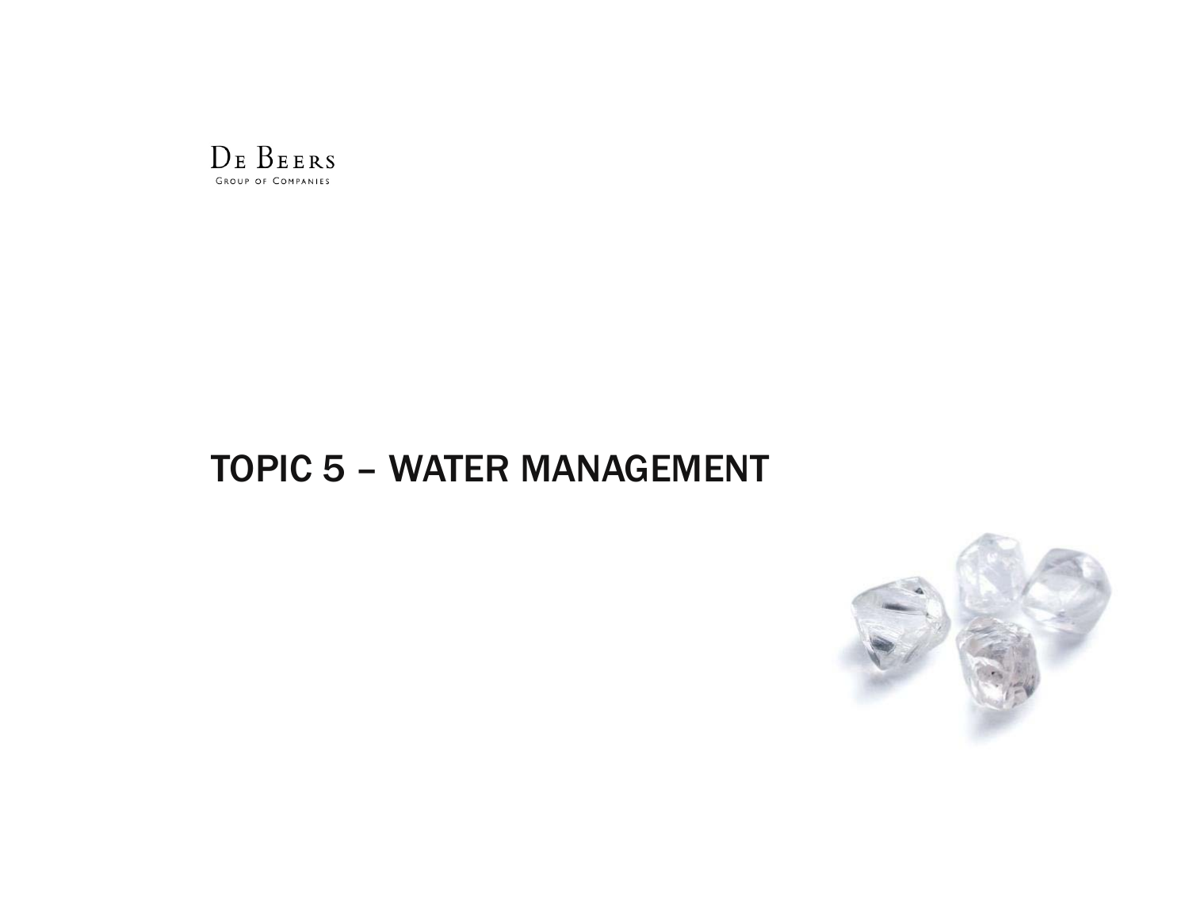De Beers

Group of Companies

# TOPIC 5 – WATER MANAGEMENT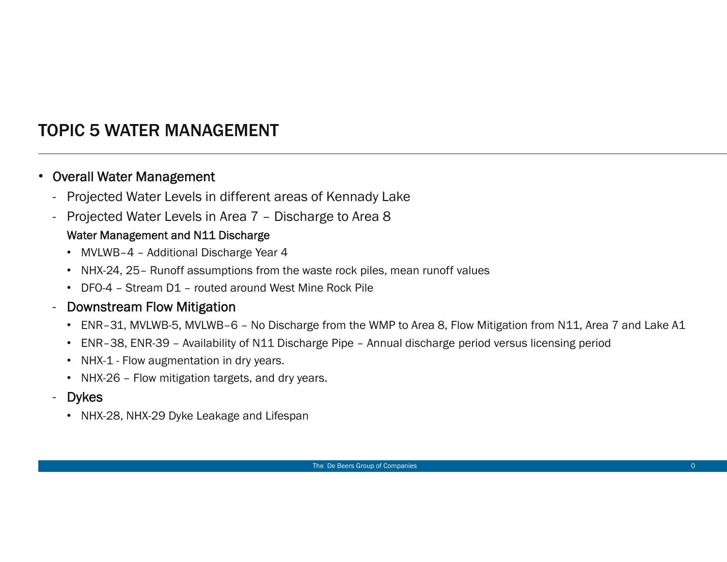# TOPIC 5 WATER MANAGEMENT

- Overall Water Management
  - Projected Water Levels in different areas of Kennady Lake
  - Projected Water Levels in Area 7 – Discharge to Area 8

  **Water Management and N11 Discharge**

    - MVLWB–4 – Additional Discharge Year 4
    - NHX-24, 25– Runoff assumptions from the waste rock piles, mean runoff values
    - DFO-4 – Stream D1 – routed around West Mine Rock Pile
  - Downstream Flow Mitigation
    - ENR–31, MVLWB-5, MVLWB–6 – No Discharge from the WMP to Area 8, Flow Mitigation from N11, Area 7 and Lake A1
    - ENR–38, ENR-39 – Availability of N11 Discharge Pipe – Annual discharge period versus licensing period
    - NHX-1 - Flow augmentation in dry years.
    - NHX-26 – Flow mitigation targets, and dry years.
  - Dykes
    - NHX-28, NHX-29 Dyke Leakage and Lifespan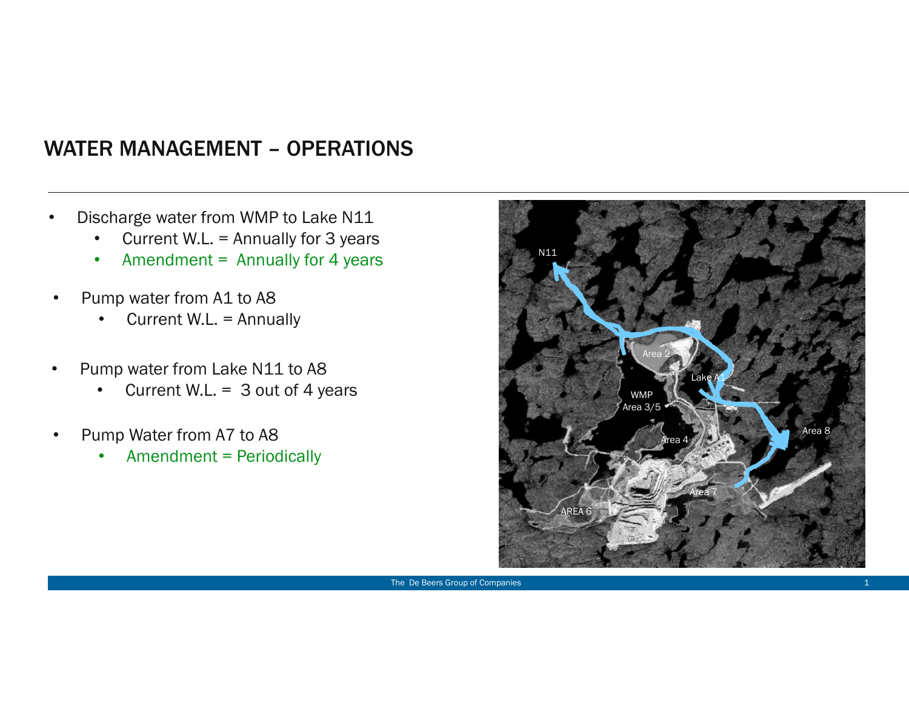# WATER MANAGEMENT – OPERATIONS

- Discharge water from WMP to Lake N11
  - Current W.L. = Annually for 3 years
  - Amendment = Annually for 4 years
- Pump water from A1 to A8
  - Current W.L. = Annually
- Pump water from Lake N11 to A8
  - Current W.L. = 3 out of 4 years
- Pump Water from A7 to A8
  - Amendment = Periodically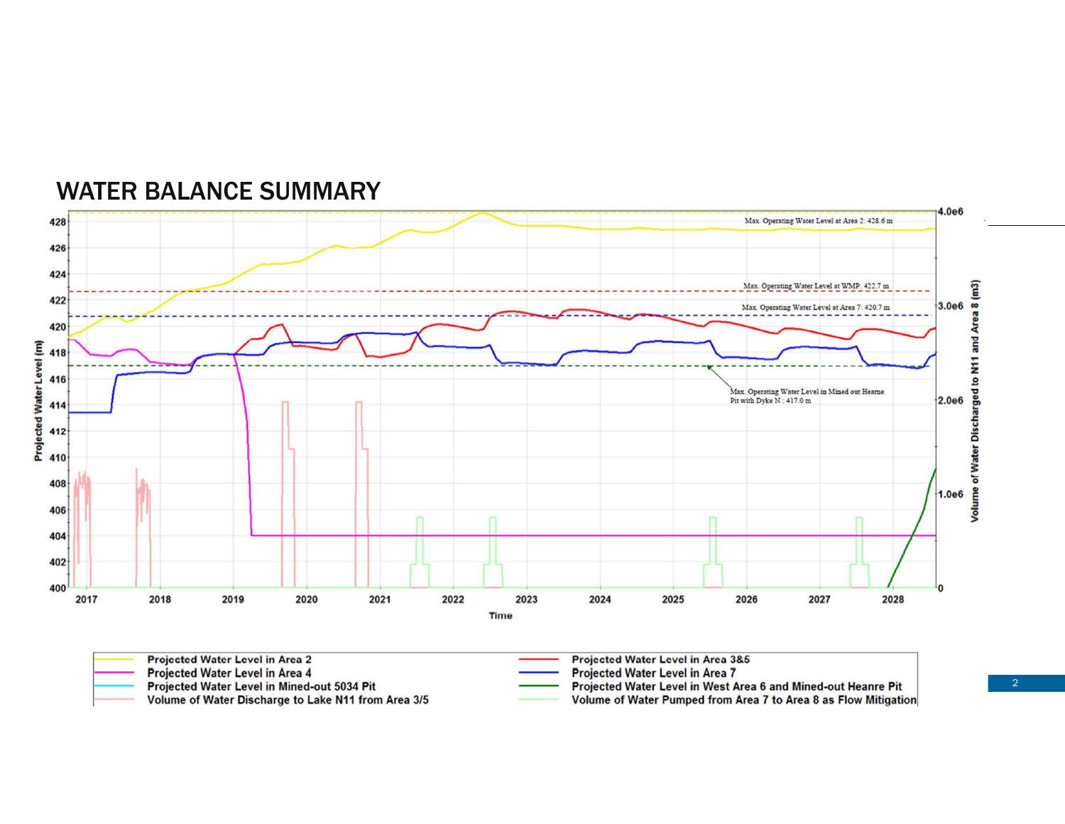# WATER BALANCE SUMMARY

Max. Operating Water Level at Area 2: 428.6 m

Max. Operating Water Level at WMP: 422.7 m

Max. Operating Water Level at Area 7: 420.7 m

Max. Operating Water Level in Mined out Hearne Pit with Dyke N : 417.0 m

Projected Water Level (m)

Volume of Water Discharged to N11 and Area 8 (m3)

Time

- Projected Water Level in Area 2
- Projected Water Level in Area 4
- Projected Water Level in Mined-out 5034 Pit
- Volume of Water Discharge to Lake N11 from Area 3/5
- Projected Water Level in Area 3&5
- Projected Water Level in Area 7
- Projected Water Level in West Area 6 and Mined-out Heanre Pit
- Volume of Water Pumped from Area 7 to Area 8 as Flow Mitigation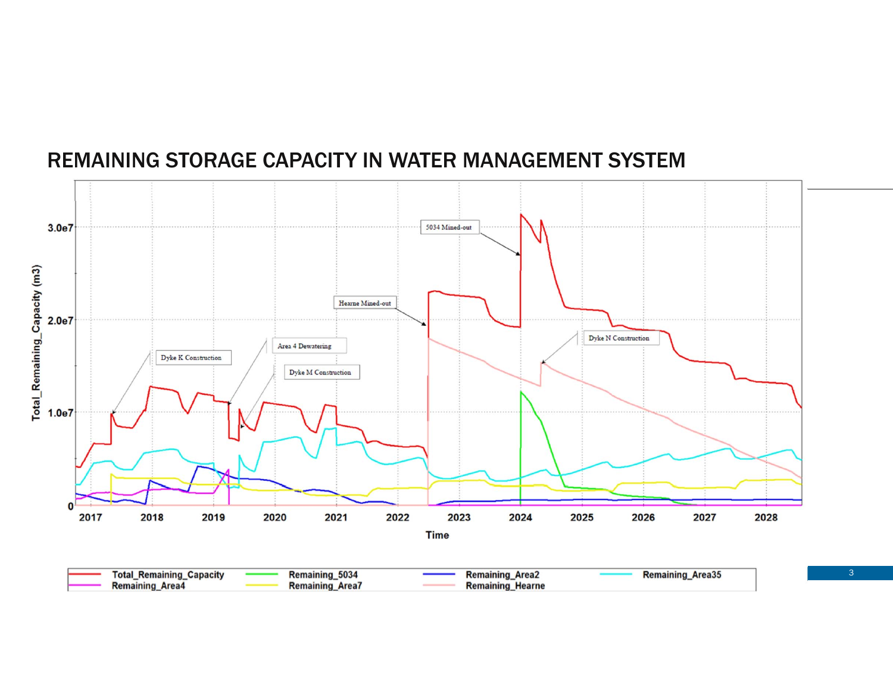# REMAINING STORAGE CAPACITY IN WATER MANAGEMENT SYSTEM

Total_Remaining_Capacity (m3)

3.0e7
2.0e7
1.0e7
0

2017 2018 2019 2020 2021 2022 2023 2024 2025 2026 2027 2028

Time

Dyke K Construction

Area 4 Dewatering

Dyke M Construction

Hearne Mined-out

5034 Mined-out

Dyke N Construction

Total_Remaining_Capacity
Remaining_Area4
Remaining_5034
Remaining_Area7
Remaining_Area2
Remaining_Hearne
Remaining_Area35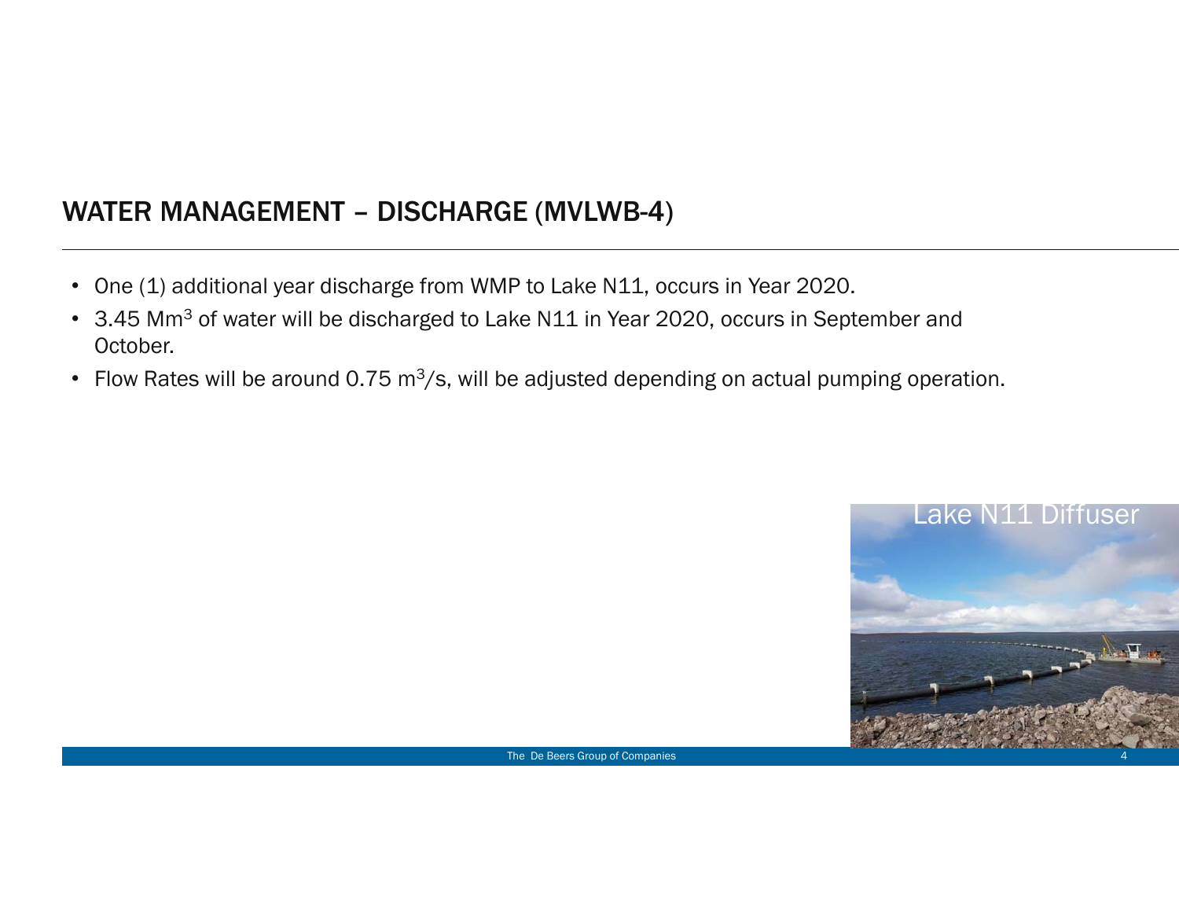# WATER MANAGEMENT – DISCHARGE (MVLWB-4)

- One (1) additional year discharge from WMP to Lake N11, occurs in Year 2020.
- 3.45 $Mm^3$ of water will be discharged to Lake N11 in Year 2020, occurs in September and October.
- Flow Rates will be around 0.75 $m^3/s$, will be adjusted depending on actual pumping operation.

Lake N11 Diffuser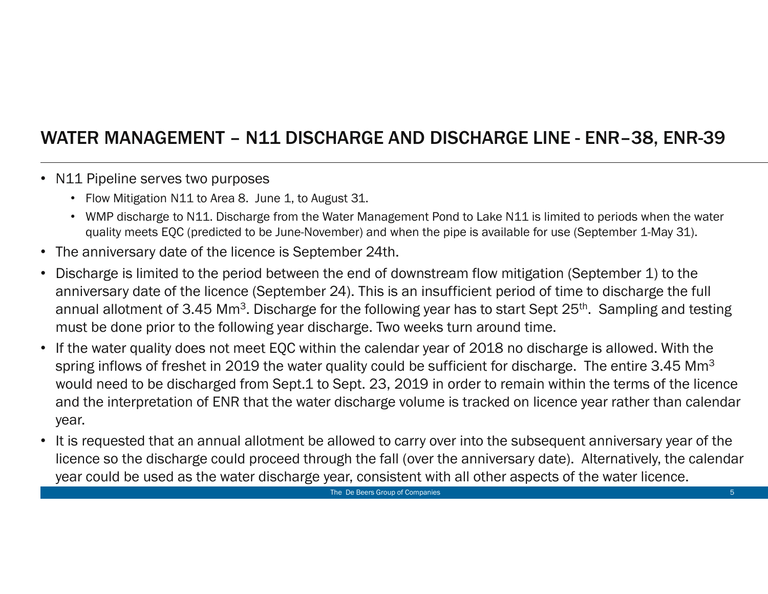## WATER MANAGEMENT – N11 DISCHARGE AND DISCHARGE LINE - ENR–38, ENR-39

- N11 Pipeline serves two purposes
  - Flow Mitigation N11 to Area 8. June 1, to August 31.
  - WMP discharge to N11. Discharge from the Water Management Pond to Lake N11 is limited to periods when the water quality meets EQC (predicted to be June-November) and when the pipe is available for use (September 1-May 31).
- The anniversary date of the licence is September 24th.
- Discharge is limited to the period between the end of downstream flow mitigation (September 1) to the anniversary date of the licence (September 24). This is an insufficient period of time to discharge the full annual allotment of 3.45 $Mm^3$. Discharge for the following year has to start Sept 25th. Sampling and testing must be done prior to the following year discharge. Two weeks turn around time.
- If the water quality does not meet EQC within the calendar year of 2018 no discharge is allowed. With the spring inflows of freshet in 2019 the water quality could be sufficient for discharge. The entire 3.45 $Mm^3$ would need to be discharged from Sept.1 to Sept. 23, 2019 in order to remain within the terms of the licence and the interpretation of ENR that the water discharge volume is tracked on licence year rather than calendar year.
- It is requested that an annual allotment be allowed to carry over into the subsequent anniversary year of the licence so the discharge could proceed through the fall (over the anniversary date). Alternatively, the calendar year could be used as the water discharge year, consistent with all other aspects of the water licence.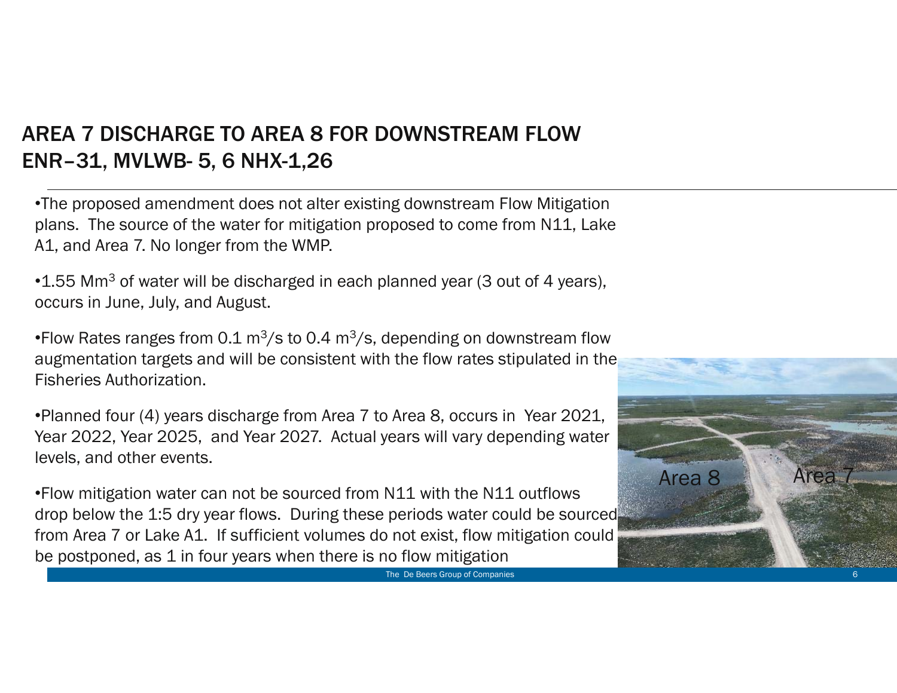# AREA 7 DISCHARGE TO AREA 8 FOR DOWNSTREAM FLOW ENR–31, MVLWB- 5, 6 NHX-1,26

- The proposed amendment does not alter existing downstream Flow Mitigation plans. The source of the water for mitigation proposed to come from N11, Lake A1, and Area 7. No longer from the WMP.
- 1.55 $Mm^3$ of water will be discharged in each planned year (3 out of 4 years), occurs in June, July, and August.
- Flow Rates ranges from 0.1 $m^3/s$ to 0.4 $m^3/s$, depending on downstream flow augmentation targets and will be consistent with the flow rates stipulated in the Fisheries Authorization.
- Planned four (4) years discharge from Area 7 to Area 8, occurs in Year 2021, Year 2022, Year 2025, and Year 2027. Actual years will vary depending water levels, and other events.
- Flow mitigation water can not be sourced from N11 with the N11 outflows drop below the 1:5 dry year flows. During these periods water could be sourced from Area 7 or Lake A1. If sufficient volumes do not exist, flow mitigation could be postponed, as 1 in four years when there is no flow mitigation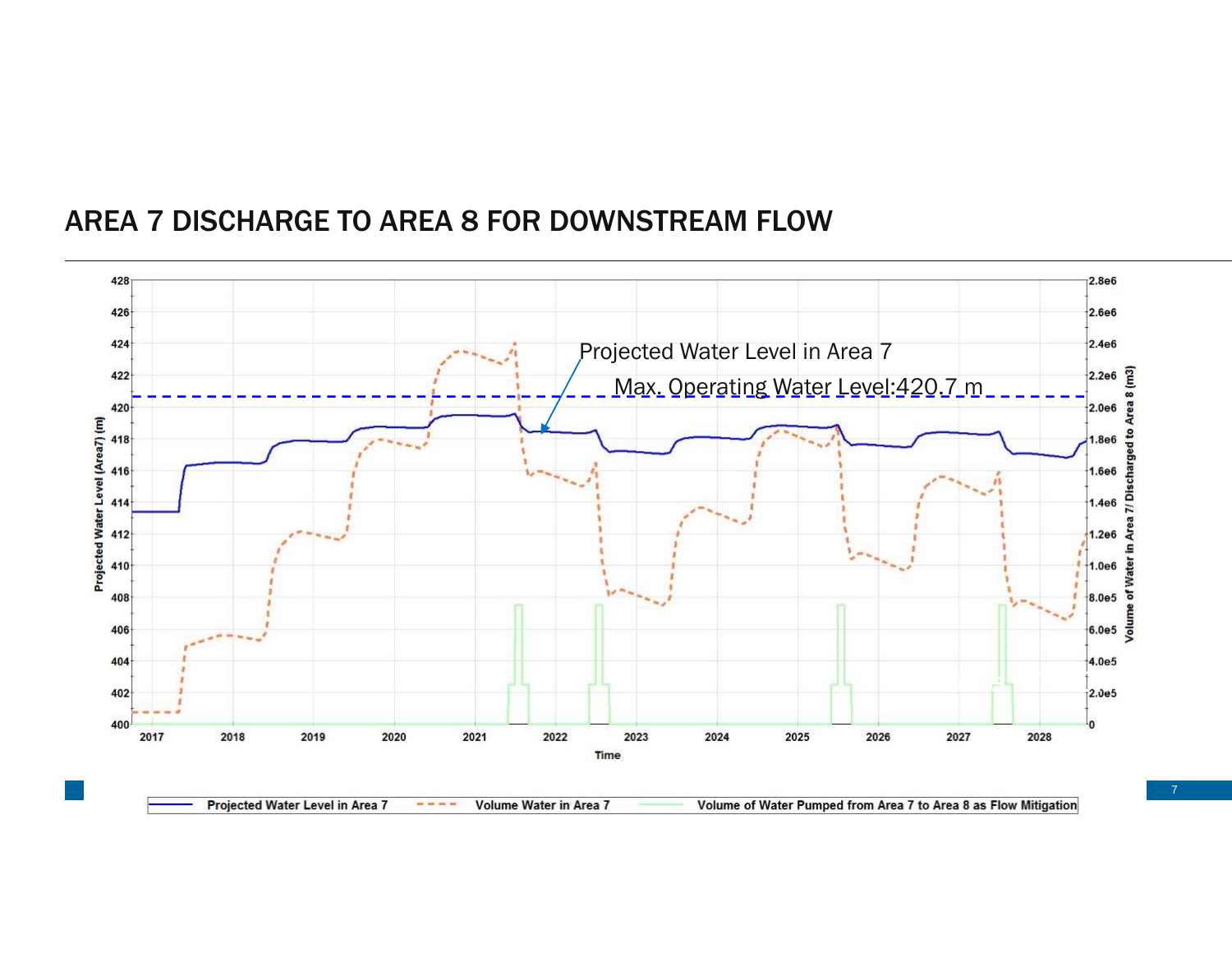# AREA 7 DISCHARGE TO AREA 8 FOR DOWNSTREAM FLOW

Projected Water Level in Area 7

Max. Operating Water Level:420.7 m

Projected Water Level (Area7) (m)

Volume of Water in Area 7/ Discharged to Area 8 (m3)

Time

Projected Water Level in Area 7 — Volume Water in Area 7 — Volume of Water Pumped from Area 7 to Area 8 as Flow Mitigation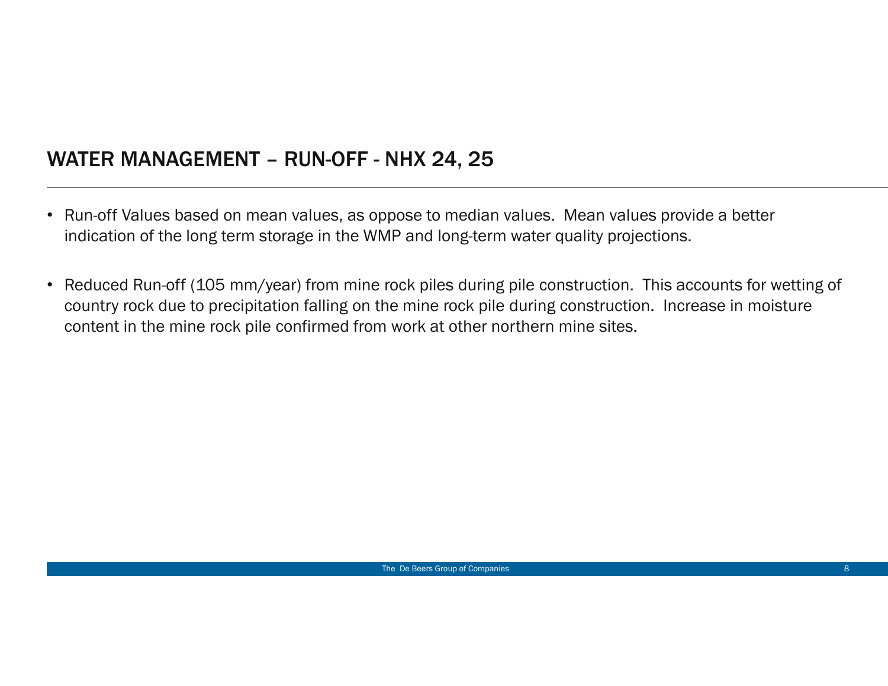## WATER MANAGEMENT – RUN-OFF - NHX 24, 25

- Run-off Values based on mean values, as oppose to median values. Mean values provide a better indication of the long term storage in the WMP and long-term water quality projections.

- Reduced Run-off (105 mm/year) from mine rock piles during pile construction. This accounts for wetting of country rock due to precipitation falling on the mine rock pile during construction. Increase in moisture content in the mine rock pile confirmed from work at other northern mine sites.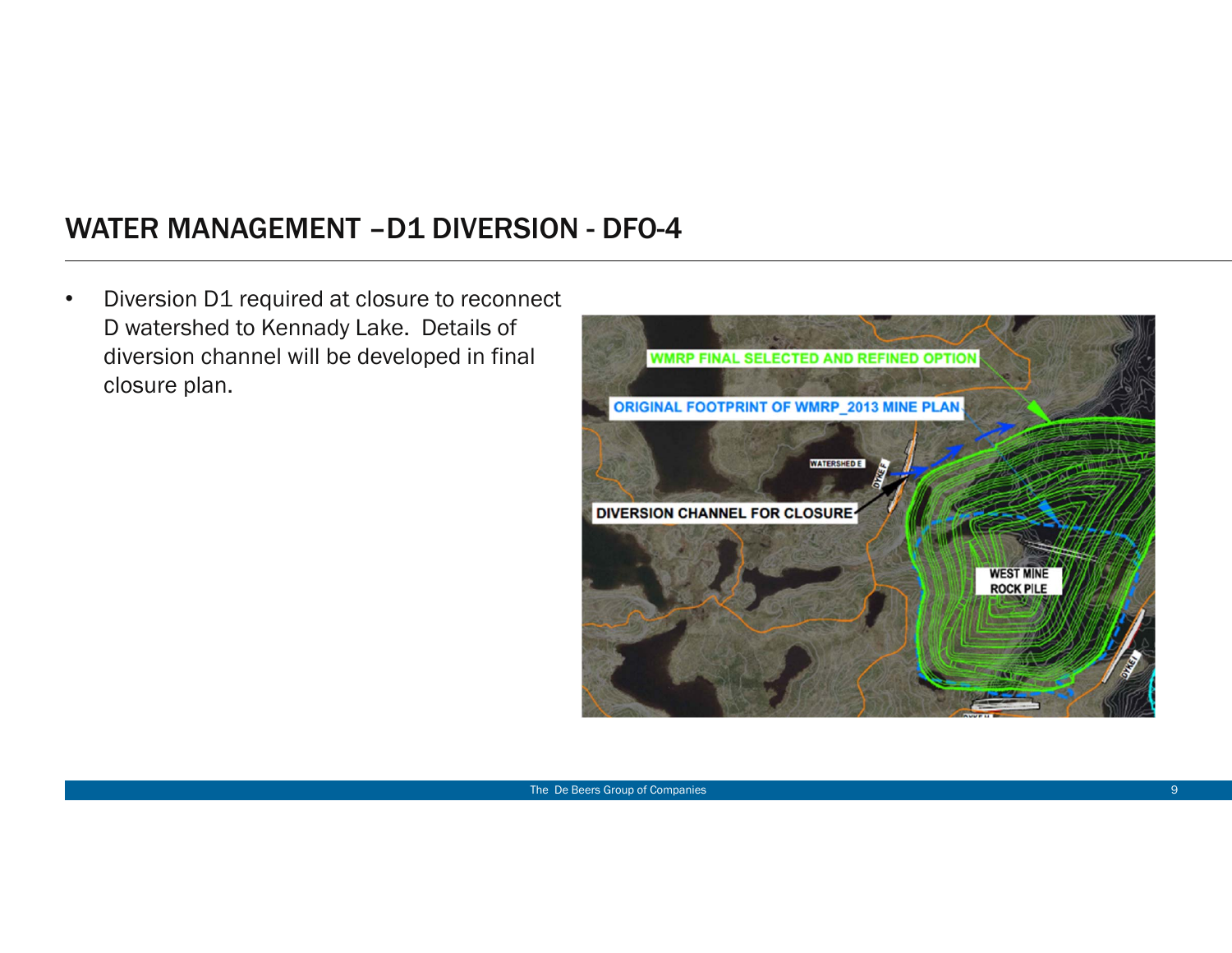## WATER MANAGEMENT –D1 DIVERSION - DFO-4

- Diversion D1 required at closure to reconnect D watershed to Kennady Lake. Details of diversion channel will be developed in final closure plan.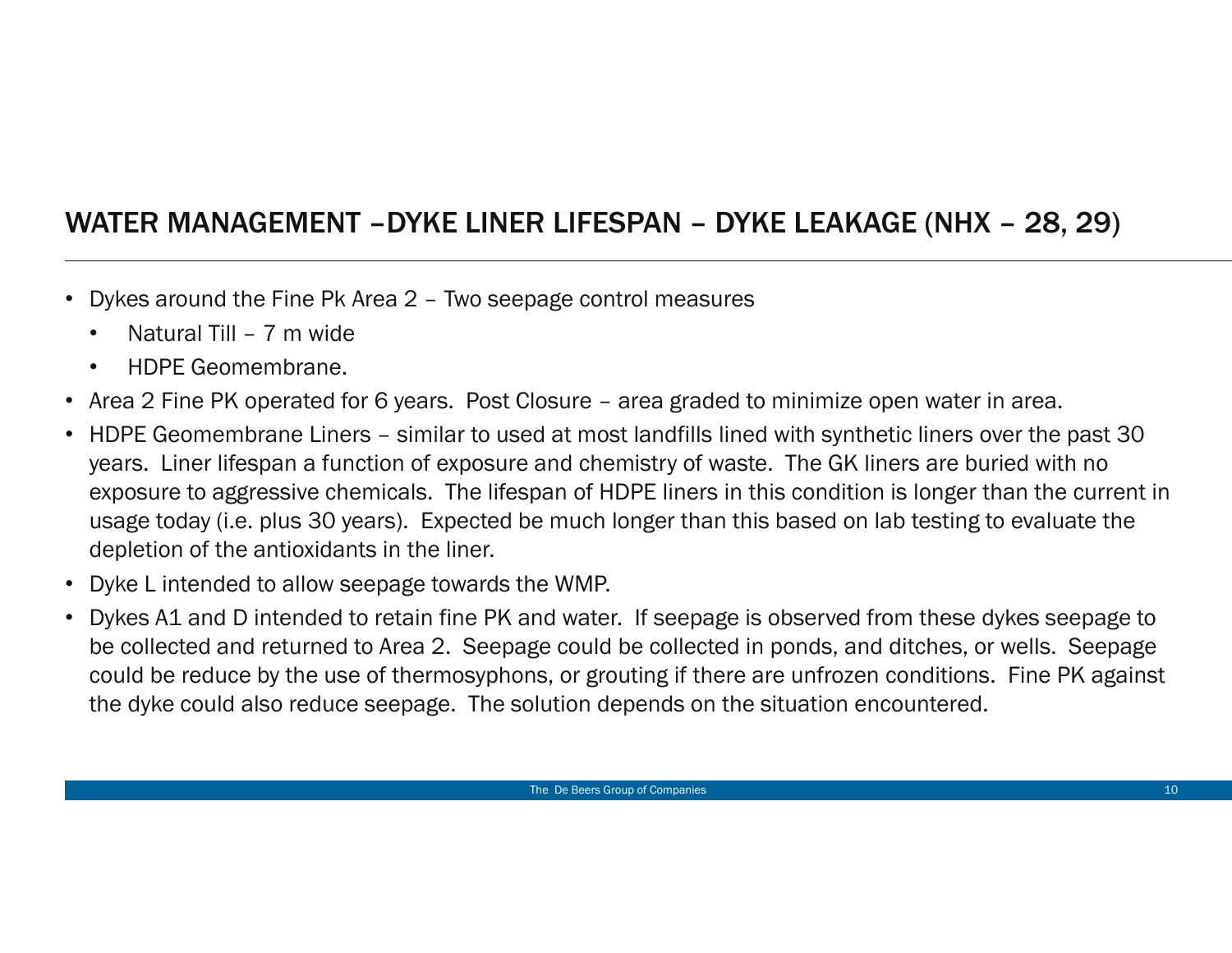## WATER MANAGEMENT –DYKE LINER LIFESPAN – DYKE LEAKAGE (NHX – 28, 29)

- Dykes around the Fine Pk Area 2 – Two seepage control measures
  - Natural Till – 7 m wide
  - HDPE Geomembrane.
- Area 2 Fine PK operated for 6 years. Post Closure – area graded to minimize open water in area.
- HDPE Geomembrane Liners – similar to used at most landfills lined with synthetic liners over the past 30 years. Liner lifespan a function of exposure and chemistry of waste. The GK liners are buried with no exposure to aggressive chemicals. The lifespan of HDPE liners in this condition is longer than the current in usage today (i.e. plus 30 years). Expected be much longer than this based on lab testing to evaluate the depletion of the antioxidants in the liner.
- Dyke L intended to allow seepage towards the WMP.
- Dykes A1 and D intended to retain fine PK and water. If seepage is observed from these dykes seepage to be collected and returned to Area 2. Seepage could be collected in ponds, and ditches, or wells. Seepage could be reduce by the use of thermosyphons, or grouting if there are unfrozen conditions. Fine PK against the dyke could also reduce seepage. The solution depends on the situation encountered.